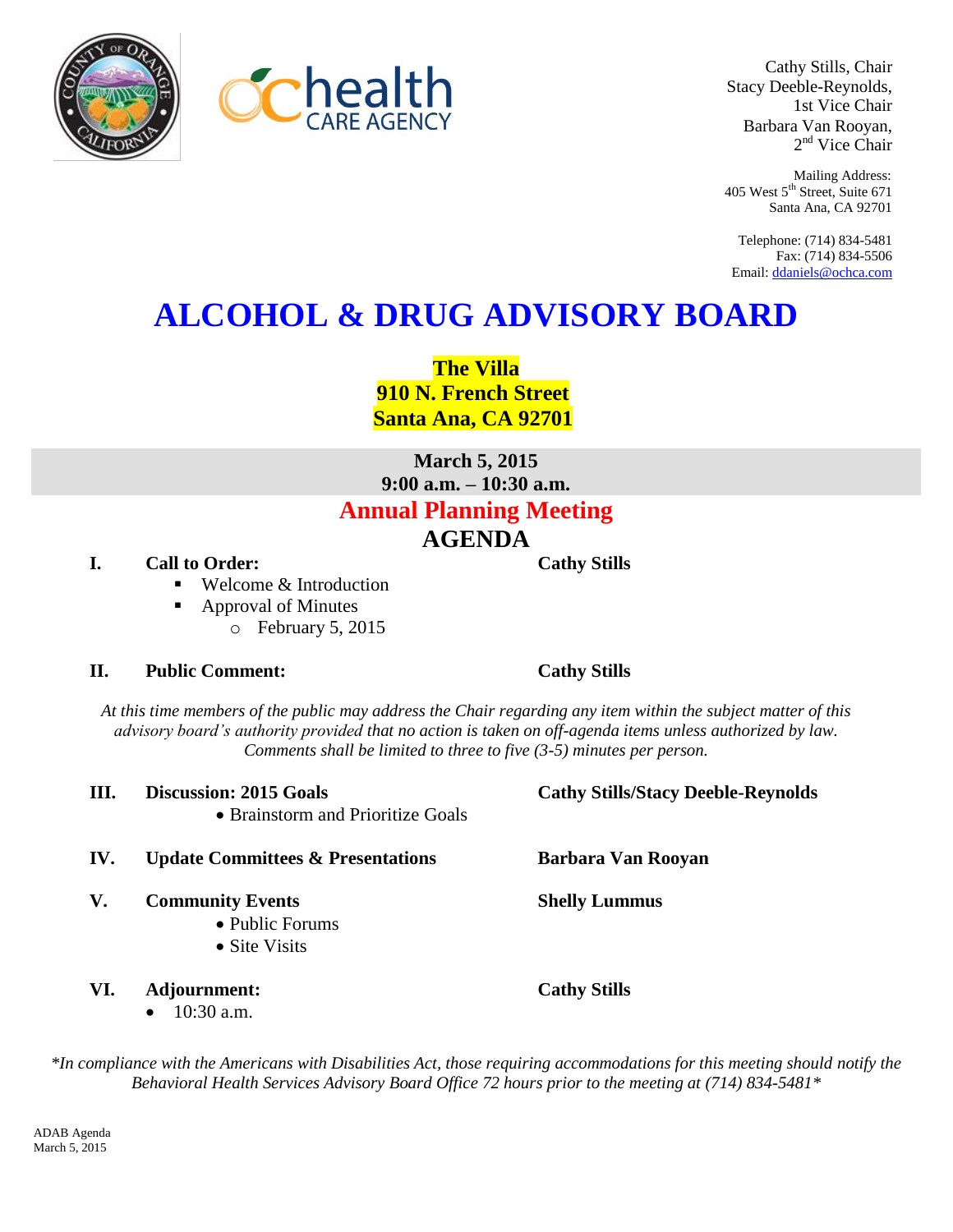Cathy Stills, Chair
Stacy Deeble-Reynolds, 1st Vice Chair
Barbara Van Rooyan, 2nd Vice Chair

Mailing Address:
405 West 5th Street, Suite 671
Santa Ana, CA 92701

Telephone: (714) 834-5481
Fax: (714) 834-5506
Email: ddaniels@ochca.com

# ALCOHOL & DRUG ADVISORY BOARD

**The Villa**
**910 N. French Street**
**Santa Ana, CA 92701**

**March 5, 2015**
**9:00 a.m. – 10:30 a.m.**

## Annual Planning Meeting

## AGENDA

**I. Call to Order:** — **Cathy Stills**

- Welcome & Introduction
- Approval of Minutes
  - February 5, 2015

**II. Public Comment:** — **Cathy Stills**

*At this time members of the public may address the Chair regarding any item within the subject matter of this advisory board's authority provided that no action is taken on off-agenda items unless authorized by law. Comments shall be limited to three to five (3-5) minutes per person.*

**III. Discussion: 2015 Goals** — **Cathy Stills/Stacy Deeble-Reynolds**

- Brainstorm and Prioritize Goals

**IV. Update Committees & Presentations** — **Barbara Van Rooyan**

**V. Community Events** — **Shelly Lummus**

- Public Forums
- Site Visits

**VI. Adjournment:** — **Cathy Stills**

- 10:30 a.m.

*\*In compliance with the Americans with Disabilities Act, those requiring accommodations for this meeting should notify the Behavioral Health Services Advisory Board Office 72 hours prior to the meeting at (714) 834-5481\**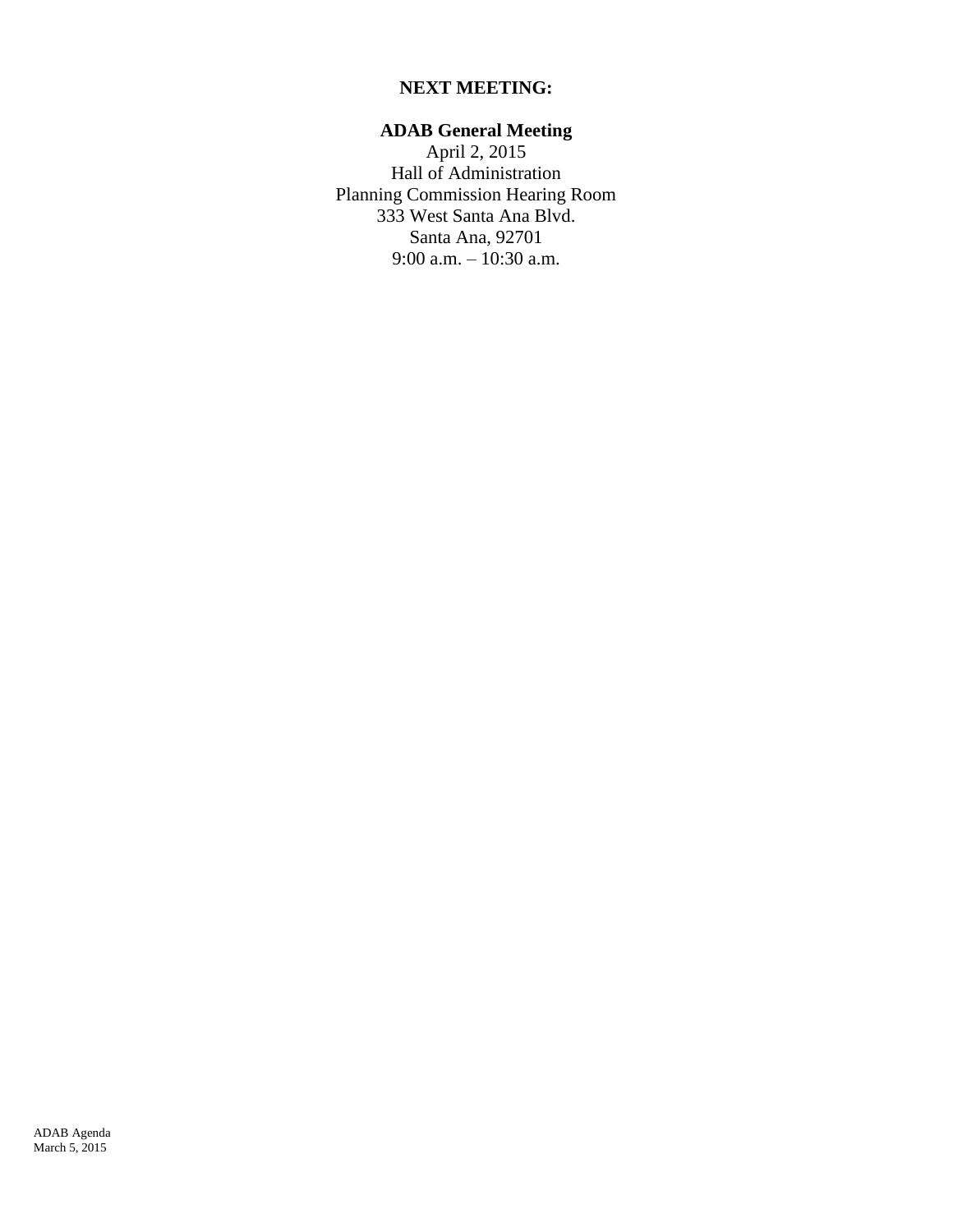**NEXT MEETING:**

**ADAB General Meeting**

April 2, 2015
Hall of Administration
Planning Commission Hearing Room
333 West Santa Ana Blvd.
Santa Ana, 92701
9:00 a.m. – 10:30 a.m.